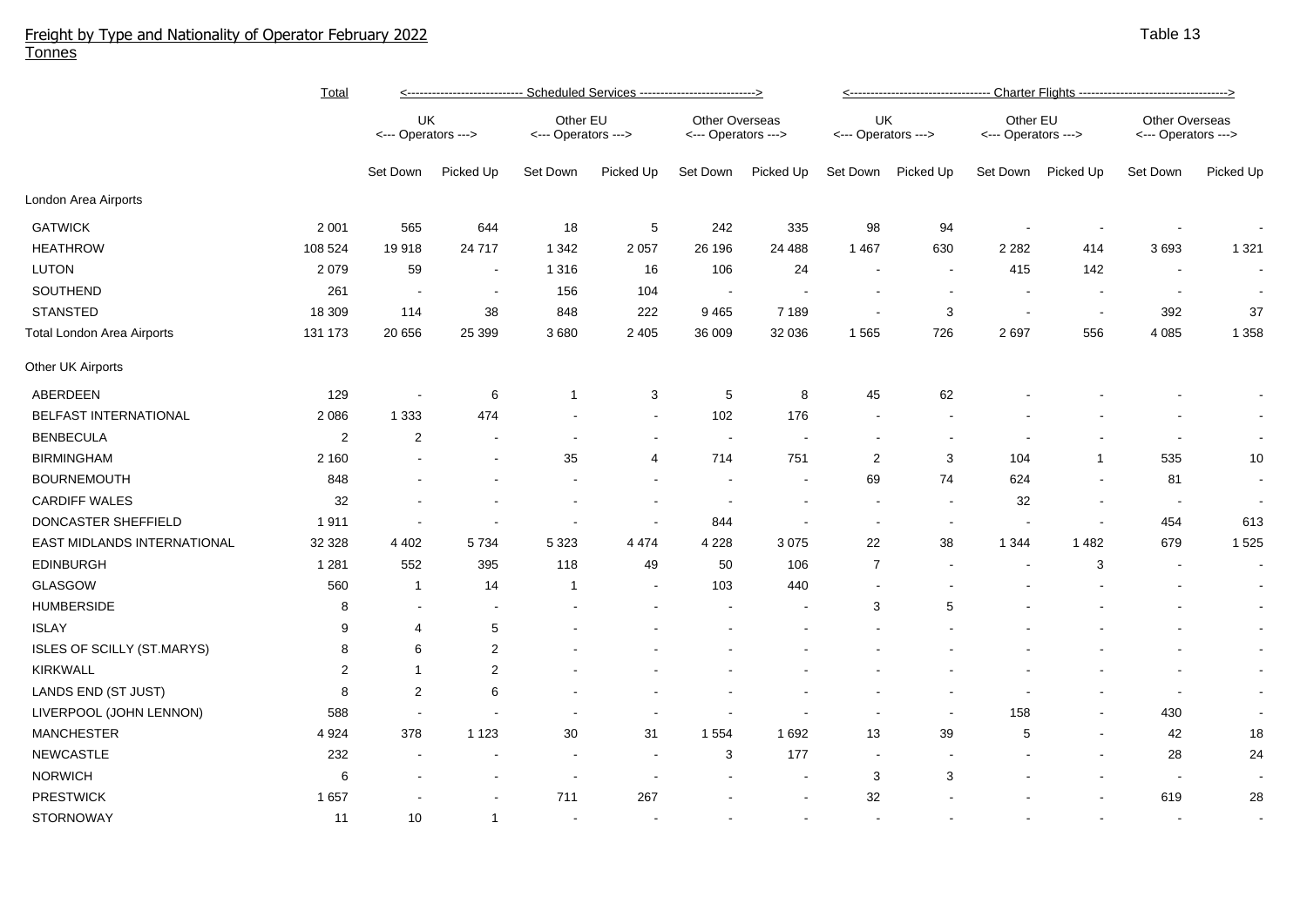# Freight by Type and Nationality of Operator February 2022

Tonnes

Table 13

| | Total | Scheduled Services | | | | | | Charter Flights | | | | | |
|---|---|---|---|---|---|---|---|---|---|---|---|---|---|
| | | UK <--- Operators ---> | | Other EU <--- Operators ---> | | Other Overseas <--- Operators ---> | | UK <--- Operators ---> | | Other EU <--- Operators ---> | | Other Overseas <--- Operators ---> | |
| | | Set Down | Picked Up | Set Down | Picked Up | Set Down | Picked Up | Set Down | Picked Up | Set Down | Picked Up | Set Down | Picked Up |
| London Area Airports | | | | | | | | | | | | | |
| GATWICK | 2 001 | 565 | 644 | 18 | 5 | 242 | 335 | 98 | 94 | - | - | - | - |
| HEATHROW | 108 524 | 19 918 | 24 717 | 1 342 | 2 057 | 26 196 | 24 488 | 1 467 | 630 | 2 282 | 414 | 3 693 | 1 321 |
| LUTON | 2 079 | 59 | - | 1 316 | 16 | 106 | 24 | - | - | 415 | 142 | - | - |
| SOUTHEND | 261 | - | - | 156 | 104 | - | - | - | - | - | - | - | - |
| STANSTED | 18 309 | 114 | 38 | 848 | 222 | 9 465 | 7 189 | - | 3 | - | - | 392 | 37 |
| Total London Area Airports | 131 173 | 20 656 | 25 399 | 3 680 | 2 405 | 36 009 | 32 036 | 1 565 | 726 | 2 697 | 556 | 4 085 | 1 358 |
| Other UK Airports | | | | | | | | | | | | | |
| ABERDEEN | 129 | - | 6 | 1 | 3 | 5 | 8 | 45 | 62 | - | - | - | - |
| BELFAST INTERNATIONAL | 2 086 | 1 333 | 474 | - | - | 102 | 176 | - | - | - | - | - | - |
| BENBECULA | 2 | 2 | - | - | - | - | - | - | - | - | - | - | - |
| BIRMINGHAM | 2 160 | - | - | 35 | 4 | 714 | 751 | 2 | 3 | 104 | 1 | 535 | 10 |
| BOURNEMOUTH | 848 | - | - | - | - | - | - | 69 | 74 | 624 | - | 81 | - |
| CARDIFF WALES | 32 | - | - | - | - | - | - | - | - | 32 | - | - | - |
| DONCASTER SHEFFIELD | 1 911 | - | - | - | - | 844 | - | - | - | - | - | 454 | 613 |
| EAST MIDLANDS INTERNATIONAL | 32 328 | 4 402 | 5 734 | 5 323 | 4 474 | 4 228 | 3 075 | 22 | 38 | 1 344 | 1 482 | 679 | 1 525 |
| EDINBURGH | 1 281 | 552 | 395 | 118 | 49 | 50 | 106 | 7 | - | - | 3 | - | - |
| GLASGOW | 560 | 1 | 14 | 1 | - | 103 | 440 | - | - | - | - | - | - |
| HUMBERSIDE | 8 | - | - | - | - | - | - | 3 | 5 | - | - | - | - |
| ISLAY | 9 | 4 | 5 | - | - | - | - | - | - | - | - | - | - |
| ISLES OF SCILLY (ST.MARYS) | 8 | 6 | 2 | - | - | - | - | - | - | - | - | - | - |
| KIRKWALL | 2 | 1 | 2 | - | - | - | - | - | - | - | - | - | - |
| LANDS END (ST JUST) | 8 | 2 | 6 | - | - | - | - | - | - | - | - | - | - |
| LIVERPOOL (JOHN LENNON) | 588 | - | - | - | - | - | - | - | - | 158 | - | 430 | - |
| MANCHESTER | 4 924 | 378 | 1 123 | 30 | 31 | 1 554 | 1 692 | 13 | 39 | 5 | - | 42 | 18 |
| NEWCASTLE | 232 | - | - | - | - | 3 | 177 | - | - | - | - | 28 | 24 |
| NORWICH | 6 | - | - | - | - | - | - | 3 | 3 | - | - | - | - |
| PRESTWICK | 1 657 | - | - | 711 | 267 | - | - | 32 | - | - | - | 619 | 28 |
| STORNOWAY | 11 | 10 | 1 | - | - | - | - | - | - | - | - | - | - |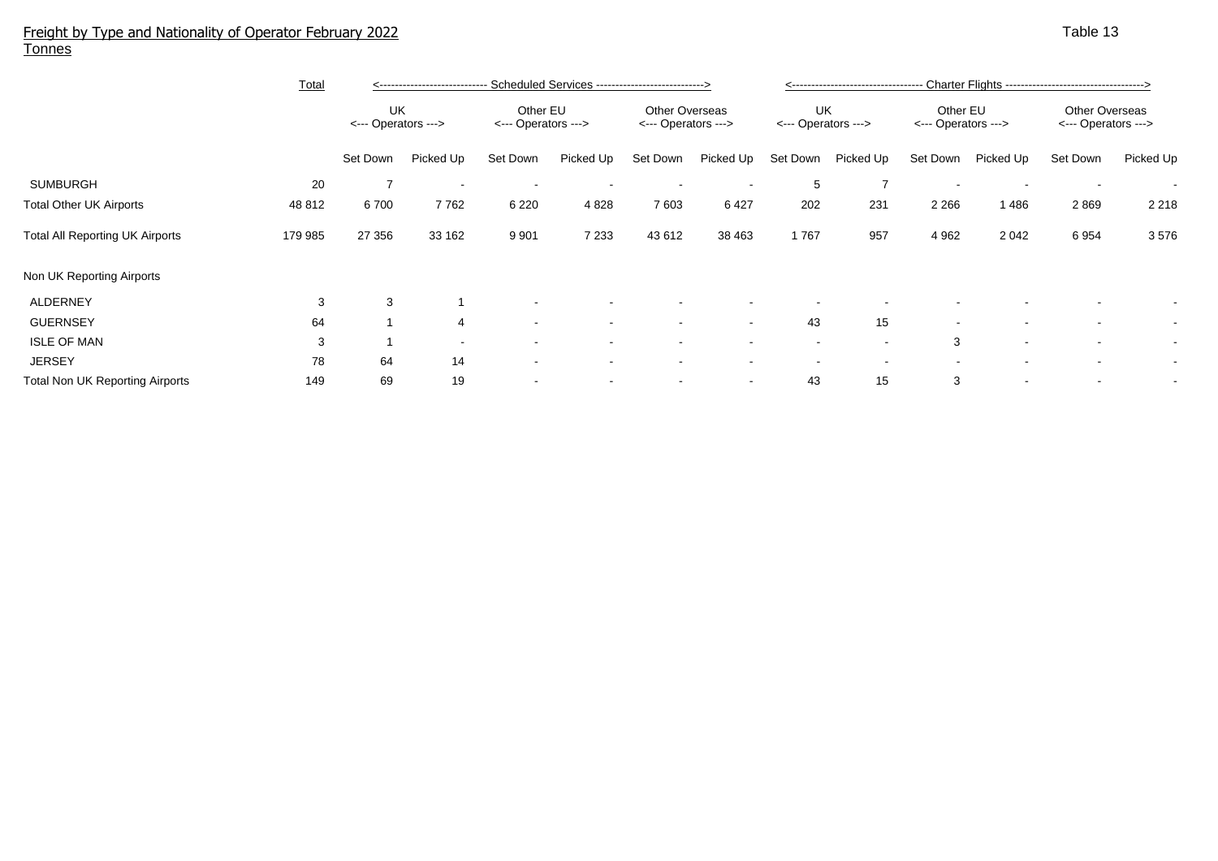Freight by Type and Nationality of Operator February 2022
Tonnes

Table 13

| | Total | Scheduled Services | | | | | | Charter Flights | | | | | |
|---|---|---|---|---|---|---|---|---|---|---|---|---|---|
| | | UK <--- Operators ---> | | Other EU <--- Operators ---> | | Other Overseas <--- Operators ---> | | UK <--- Operators ---> | | Other EU <--- Operators ---> | | Other Overseas <--- Operators ---> | |
| | | Set Down | Picked Up | Set Down | Picked Up | Set Down | Picked Up | Set Down | Picked Up | Set Down | Picked Up | Set Down | Picked Up |
| SUMBURGH | 20 | 7 | - | - | - | - | - | 5 | 7 | - | - | - | - |
| Total Other UK Airports | 48 812 | 6 700 | 7 762 | 6 220 | 4 828 | 7 603 | 6 427 | 202 | 231 | 2 266 | 1 486 | 2 869 | 2 218 |
| Total All Reporting UK Airports | 179 985 | 27 356 | 33 162 | 9 901 | 7 233 | 43 612 | 38 463 | 1 767 | 957 | 4 962 | 2 042 | 6 954 | 3 576 |
| Non UK Reporting Airports | | | | | | | | | | | | | |
| ALDERNEY | 3 | 3 | 1 | - | - | - | - | - | - | - | - | - | - |
| GUERNSEY | 64 | 1 | 4 | - | - | - | - | 43 | 15 | - | - | - | - |
| ISLE OF MAN | 3 | 1 | - | - | - | - | - | - | - | 3 | - | - | - |
| JERSEY | 78 | 64 | 14 | - | - | - | - | - | - | - | - | - | - |
| Total Non UK Reporting Airports | 149 | 69 | 19 | - | - | - | - | 43 | 15 | 3 | - | - | - |